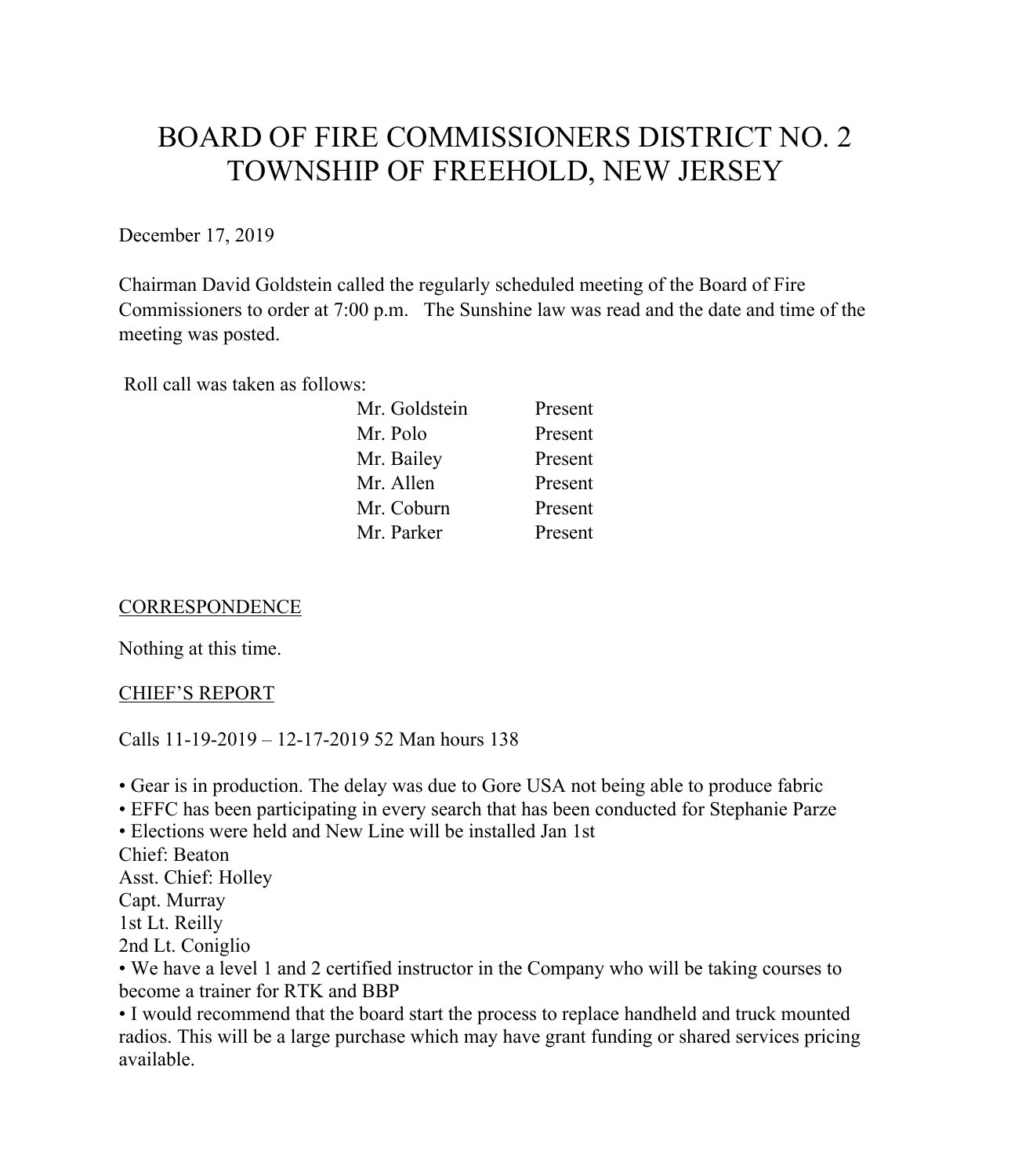# BOARD OF FIRE COMMISSIONERS DISTRICT NO. 2
# TOWNSHIP OF FREEHOLD, NEW JERSEY

December 17, 2019

Chairman David Goldstein called the regularly scheduled meeting of the Board of Fire Commissioners to order at 7:00 p.m. The Sunshine law was read and the date and time of the meeting was posted.

Roll call was taken as follows:

| | |
|---|---|
| Mr. Goldstein | Present |
| Mr. Polo | Present |
| Mr. Bailey | Present |
| Mr. Allen | Present |
| Mr. Coburn | Present |
| Mr. Parker | Present |

## CORRESPONDENCE

Nothing at this time.

## CHIEF'S REPORT

Calls 11-19-2019 – 12-17-2019 52 Man hours 138

- Gear is in production. The delay was due to Gore USA not being able to produce fabric
- EFFC has been participating in every search that has been conducted for Stephanie Parze
- Elections were held and New Line will be installed Jan 1st

Chief: Beaton
Asst. Chief: Holley
Capt. Murray
1st Lt. Reilly
2nd Lt. Coniglio

- We have a level 1 and 2 certified instructor in the Company who will be taking courses to become a trainer for RTK and BBP
- I would recommend that the board start the process to replace handheld and truck mounted radios. This will be a large purchase which may have grant funding or shared services pricing available.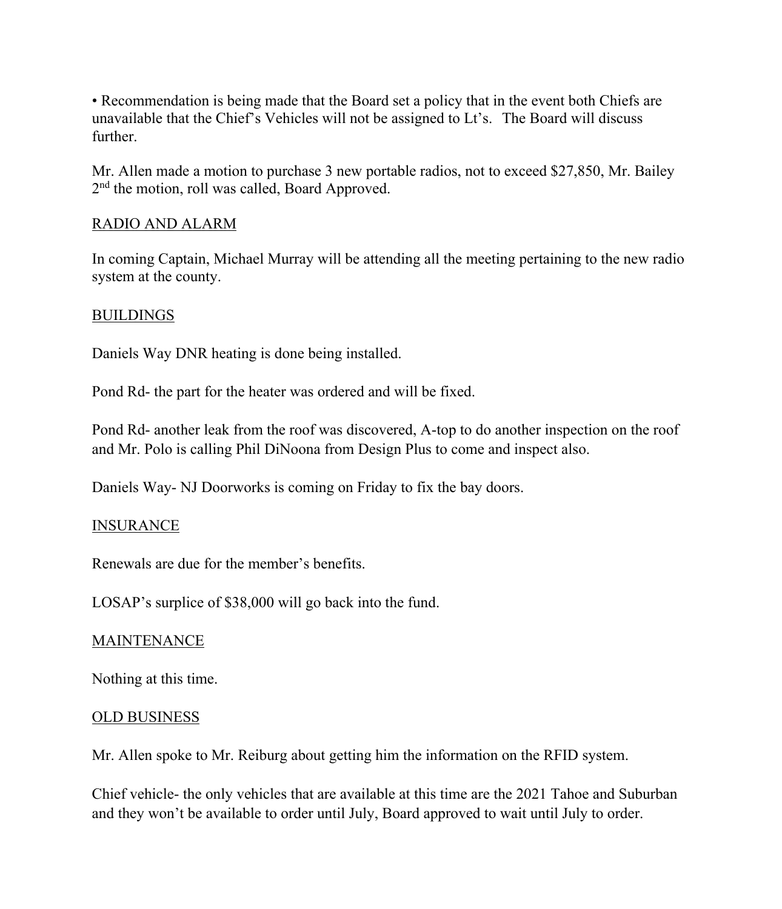• Recommendation is being made that the Board set a policy that in the event both Chiefs are unavailable that the Chief's Vehicles will not be assigned to Lt's. The Board will discuss further.

Mr. Allen made a motion to purchase 3 new portable radios, not to exceed $27,850, Mr. Bailey 2nd the motion, roll was called, Board Approved.

<u>RADIO AND ALARM</u>

In coming Captain, Michael Murray will be attending all the meeting pertaining to the new radio system at the county.

<u>BUILDINGS</u>

Daniels Way DNR heating is done being installed.

Pond Rd- the part for the heater was ordered and will be fixed.

Pond Rd- another leak from the roof was discovered, A-top to do another inspection on the roof and Mr. Polo is calling Phil DiNoona from Design Plus to come and inspect also.

Daniels Way- NJ Doorworks is coming on Friday to fix the bay doors.

<u>INSURANCE</u>

Renewals are due for the member's benefits.

LOSAP's surplice of $38,000 will go back into the fund.

<u>MAINTENANCE</u>

Nothing at this time.

<u>OLD BUSINESS</u>

Mr. Allen spoke to Mr. Reiburg about getting him the information on the RFID system.

Chief vehicle- the only vehicles that are available at this time are the 2021 Tahoe and Suburban and they won't be available to order until July, Board approved to wait until July to order.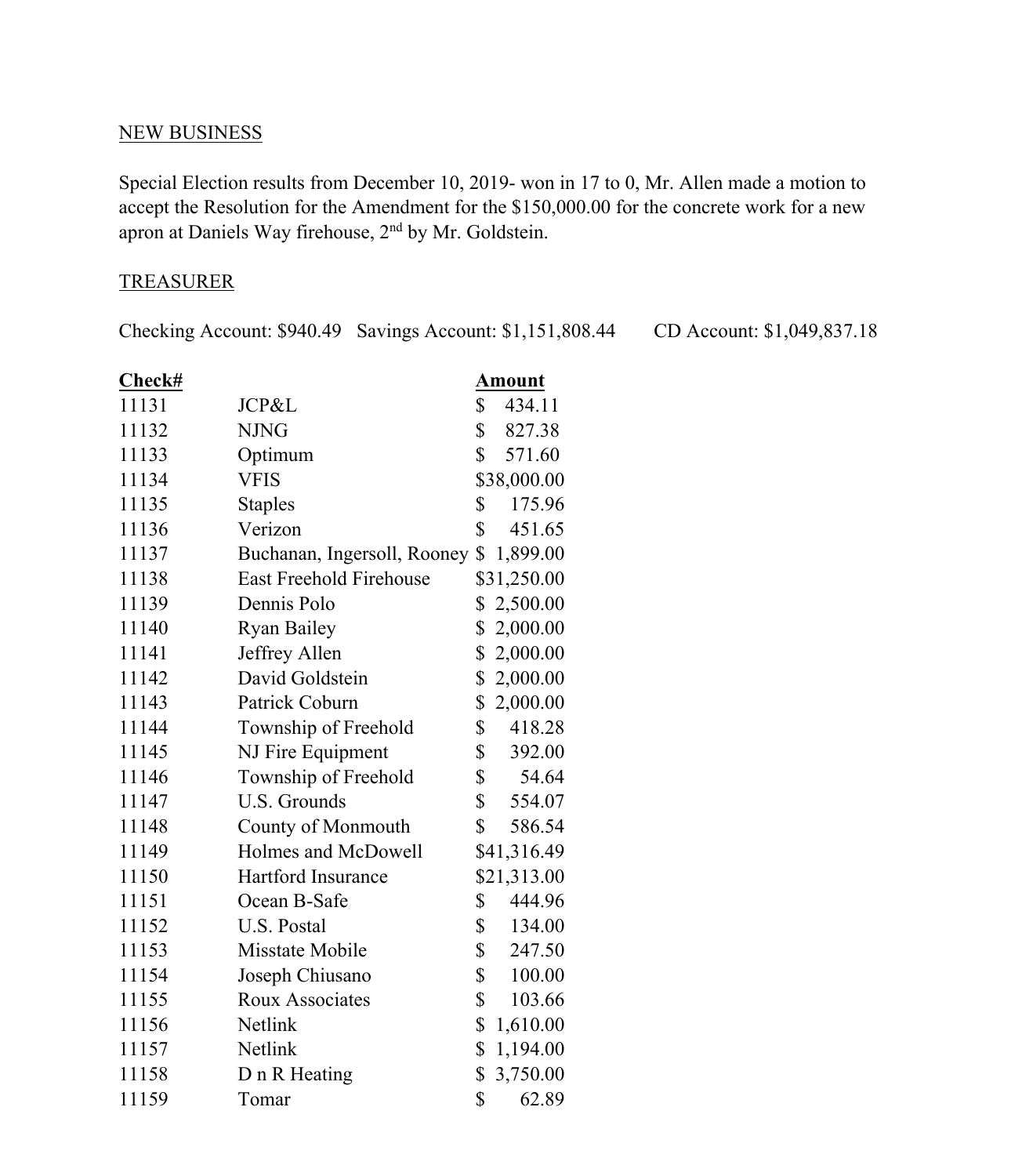NEW BUSINESS

Special Election results from December 10, 2019- won in 17 to 0, Mr. Allen made a motion to accept the Resolution for the Amendment for the $150,000.00 for the concrete work for a new apron at Daniels Way firehouse, 2nd by Mr. Goldstein.

TREASURER

Checking Account: $940.49   Savings Account: $1,151,808.44   CD Account: $1,049,837.18

| **Check#** | | **Amount** |
|---|---|---|
| 11131 | JCP&L | $ 434.11 |
| 11132 | NJNG | $ 827.38 |
| 11133 | Optimum | $ 571.60 |
| 11134 | VFIS | $38,000.00 |
| 11135 | Staples | $ 175.96 |
| 11136 | Verizon | $ 451.65 |
| 11137 | Buchanan, Ingersoll, Rooney | $ 1,899.00 |
| 11138 | East Freehold Firehouse | $31,250.00 |
| 11139 | Dennis Polo | $ 2,500.00 |
| 11140 | Ryan Bailey | $ 2,000.00 |
| 11141 | Jeffrey Allen | $ 2,000.00 |
| 11142 | David Goldstein | $ 2,000.00 |
| 11143 | Patrick Coburn | $ 2,000.00 |
| 11144 | Township of Freehold | $ 418.28 |
| 11145 | NJ Fire Equipment | $ 392.00 |
| 11146 | Township of Freehold | $ 54.64 |
| 11147 | U.S. Grounds | $ 554.07 |
| 11148 | County of Monmouth | $ 586.54 |
| 11149 | Holmes and McDowell | $41,316.49 |
| 11150 | Hartford Insurance | $21,313.00 |
| 11151 | Ocean B-Safe | $ 444.96 |
| 11152 | U.S. Postal | $ 134.00 |
| 11153 | Misstate Mobile | $ 247.50 |
| 11154 | Joseph Chiusano | $ 100.00 |
| 11155 | Roux Associates | $ 103.66 |
| 11156 | Netlink | $ 1,610.00 |
| 11157 | Netlink | $ 1,194.00 |
| 11158 | D n R Heating | $ 3,750.00 |
| 11159 | Tomar | $ 62.89 |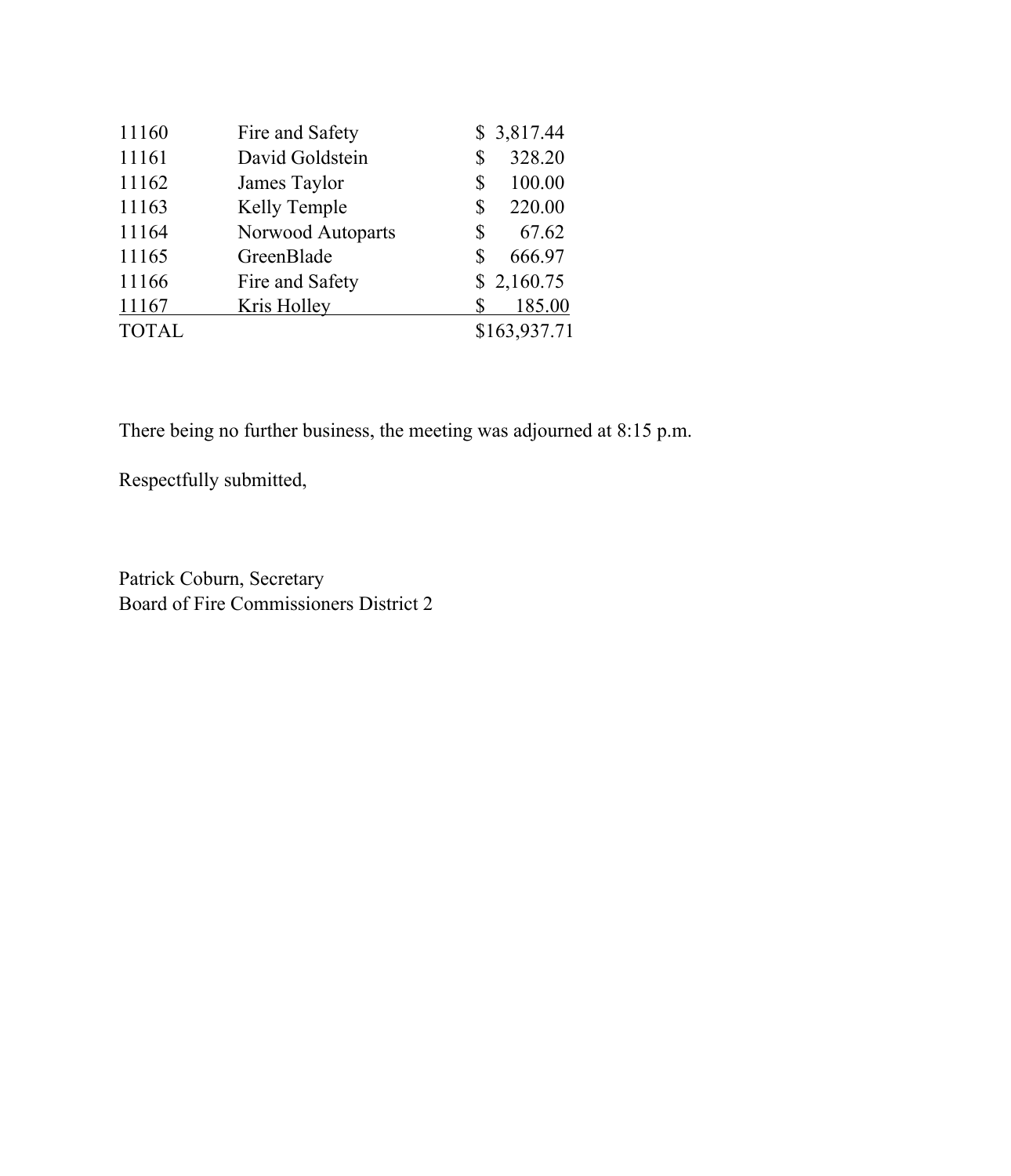| | | |
|---|---|---|
| 11160 | Fire and Safety | $ 3,817.44 |
| 11161 | David Goldstein | $ 328.20 |
| 11162 | James Taylor | $ 100.00 |
| 11163 | Kelly Temple | $ 220.00 |
| 11164 | Norwood Autoparts | $ 67.62 |
| 11165 | GreenBlade | $ 666.97 |
| 11166 | Fire and Safety | $ 2,160.75 |
| 11167 | Kris Holley | $ 185.00 |
| TOTAL | | $163,937.71 |

There being no further business, the meeting was adjourned at 8:15 p.m.

Respectfully submitted,

Patrick Coburn, Secretary
Board of Fire Commissioners District 2